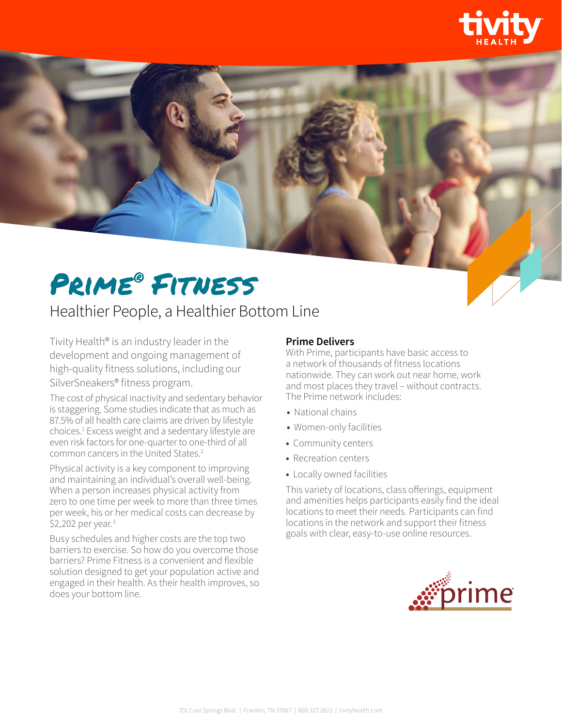# Prime® Fitness

## Healthier People, a Healthier Bottom Line

Tivity Health® is an industry leader in the development and ongoing management of high-quality fitness solutions, including our SilverSneakers® fitness program.

The cost of physical inactivity and sedentary behavior is staggering. Some studies indicate that as much as 87.5% of all health care claims are driven by lifestyle choices.[1] Excess weight and a sedentary lifestyle are even risk factors for one-quarter to one-third of all common cancers in the United States.[2]

Physical activity is a key component to improving and maintaining an individual's overall well-being. When a person increases physical activity from zero to one time per week to more than three times per week, his or her medical costs can decrease by $2,202 per year.[3]

Busy schedules and higher costs are the top two barriers to exercise. So how do you overcome those barriers? Prime Fitness is a convenient and flexible solution designed to get your population active and engaged in their health. As their health improves, so does your bottom line.

### Prime Delivers

With Prime, participants have basic access to a network of thousands of fitness locations nationwide. They can work out near home, work and most places they travel – without contracts. The Prime network includes:

- National chains
- Women-only facilities
- Community centers
- Recreation centers
- Locally owned facilities

This variety of locations, class offerings, equipment and amenities helps participants easily find the ideal locations to meet their needs. Participants can find locations in the network and support their fitness goals with clear, easy-to-use online resources.

701 Cool Springs Blvd. | Franklin, TN 37067 | 800.327.3822 | tivityhealth.com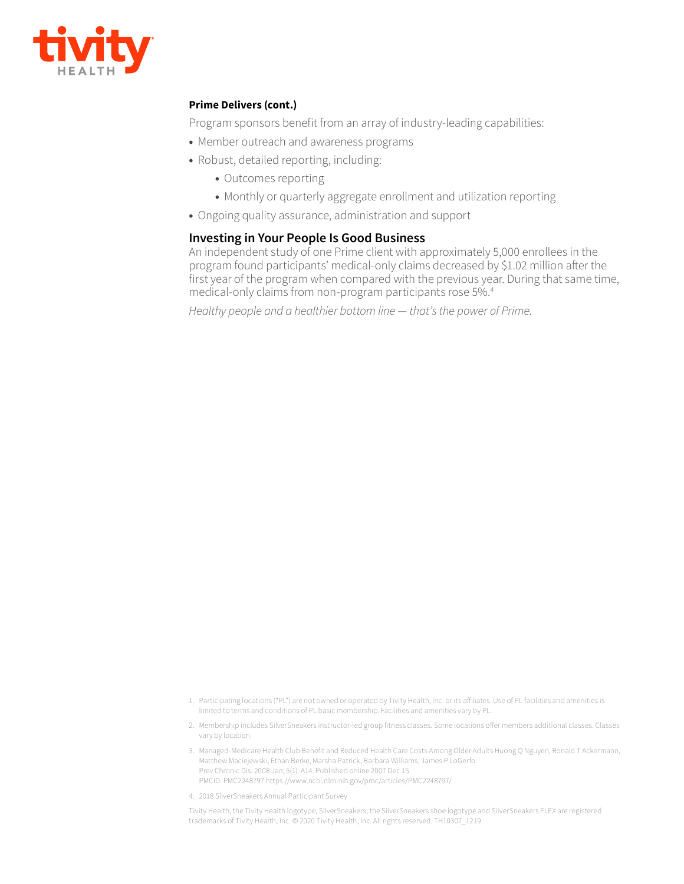**Prime Delivers (cont.)**

Program sponsors benefit from an array of industry-leading capabilities:

- Member outreach and awareness programs
- Robust, detailed reporting, including:
  - Outcomes reporting
  - Monthly or quarterly aggregate enrollment and utilization reporting
- Ongoing quality assurance, administration and support

## Investing in Your People Is Good Business

An independent study of one Prime client with approximately 5,000 enrollees in the program found participants' medical-only claims decreased by $1.02 million after the first year of the program when compared with the previous year. During that same time, medical-only claims from non-program participants rose 5%.[4]

*Healthy people and a healthier bottom line — that's the power of Prime.*

1. Participating locations ("PL") are not owned or operated by Tivity Health, Inc. or its affiliates. Use of PL facilities and amenities is limited to terms and conditions of PL basic membership. Facilities and amenities vary by PL.
2. Membership includes SilverSneakers instructor-led group fitness classes. Some locations offer members additional classes. Classes vary by location.
3. Managed-Medicare Health Club Benefit and Reduced Health Care Costs Among Older Adults Huong Q Nguyen, Ronald T Ackermann, Matthew Maciejewski, Ethan Berke, Marsha Patrick, Barbara Williams, James P LoGerfo
   Prev Chronic Dis. 2008 Jan; 5(1): A14. Published online 2007 Dec 15.
   PMCID: PMC2248797 https://www.ncbi.nlm.nih.gov/pmc/articles/PMC2248797/
4. 2018 SilverSneakers Annual Participant Survey

Tivity Health, the Tivity Health logotype, SilverSneakers, the SilverSneakers shoe logotype and SilverSneakers FLEX are registered trademarks of Tivity Health, Inc. © 2020 Tivity Health, Inc. All rights reserved. TH10307_1219